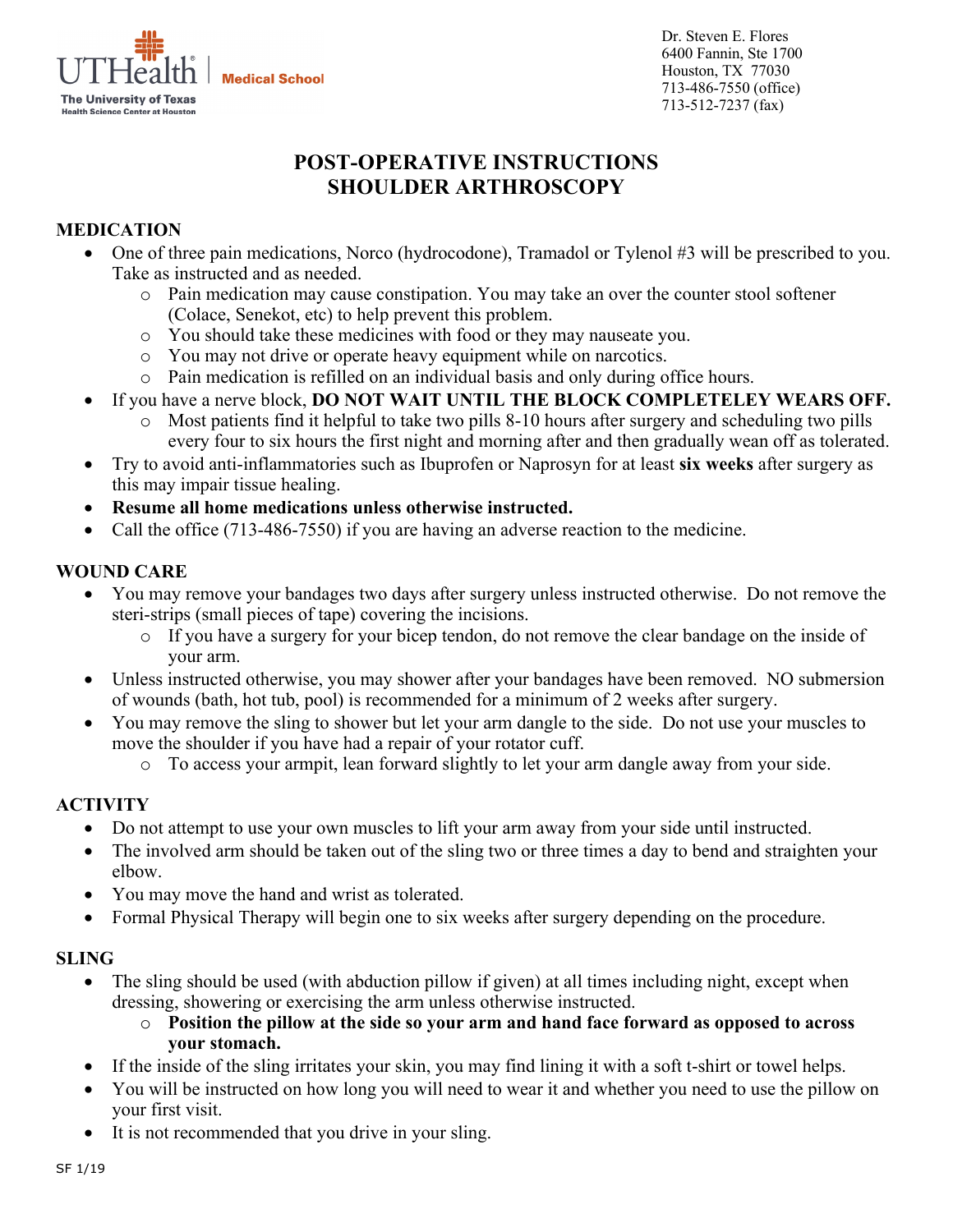UTHealth | Medical School
The University of Texas Health Science Center at Houston

Dr. Steven E. Flores
6400 Fannin, Ste 1700
Houston, TX 77030
713-486-7550 (office)
713-512-7237 (fax)

# POST-OPERATIVE INSTRUCTIONS SHOULDER ARTHROSCOPY

## MEDICATION

- One of three pain medications, Norco (hydrocodone), Tramadol or Tylenol #3 will be prescribed to you. Take as instructed and as needed.
  - Pain medication may cause constipation. You may take an over the counter stool softener (Colace, Senekot, etc) to help prevent this problem.
  - You should take these medicines with food or they may nauseate you.
  - You may not drive or operate heavy equipment while on narcotics.
  - Pain medication is refilled on an individual basis and only during office hours.
- If you have a nerve block, **DO NOT WAIT UNTIL THE BLOCK COMPLETELEY WEARS OFF.**
  - Most patients find it helpful to take two pills 8-10 hours after surgery and scheduling two pills every four to six hours the first night and morning after and then gradually wean off as tolerated.
- Try to avoid anti-inflammatories such as Ibuprofen or Naprosyn for at least **six weeks** after surgery as this may impair tissue healing.
- **Resume all home medications unless otherwise instructed.**
- Call the office (713-486-7550) if you are having an adverse reaction to the medicine.

## WOUND CARE

- You may remove your bandages two days after surgery unless instructed otherwise. Do not remove the steri-strips (small pieces of tape) covering the incisions.
  - If you have a surgery for your bicep tendon, do not remove the clear bandage on the inside of your arm.
- Unless instructed otherwise, you may shower after your bandages have been removed. NO submersion of wounds (bath, hot tub, pool) is recommended for a minimum of 2 weeks after surgery.
- You may remove the sling to shower but let your arm dangle to the side. Do not use your muscles to move the shoulder if you have had a repair of your rotator cuff.
  - To access your armpit, lean forward slightly to let your arm dangle away from your side.

## ACTIVITY

- Do not attempt to use your own muscles to lift your arm away from your side until instructed.
- The involved arm should be taken out of the sling two or three times a day to bend and straighten your elbow.
- You may move the hand and wrist as tolerated.
- Formal Physical Therapy will begin one to six weeks after surgery depending on the procedure.

## SLING

- The sling should be used (with abduction pillow if given) at all times including night, except when dressing, showering or exercising the arm unless otherwise instructed.
  - **Position the pillow at the side so your arm and hand face forward as opposed to across your stomach.**
- If the inside of the sling irritates your skin, you may find lining it with a soft t-shirt or towel helps.
- You will be instructed on how long you will need to wear it and whether you need to use the pillow on your first visit.
- It is not recommended that you drive in your sling.

SF 1/19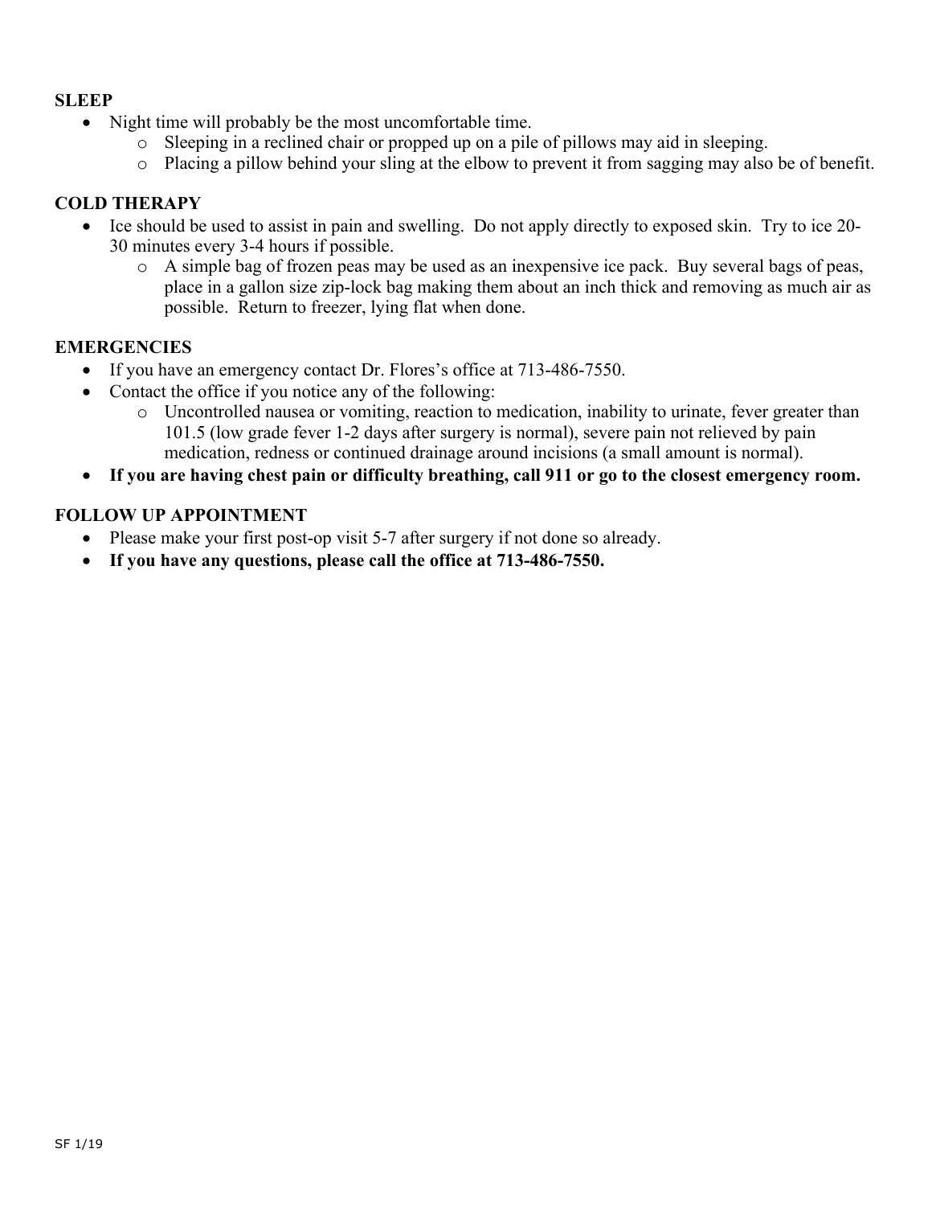**SLEEP**

- Night time will probably be the most uncomfortable time.
  - Sleeping in a reclined chair or propped up on a pile of pillows may aid in sleeping.
  - Placing a pillow behind your sling at the elbow to prevent it from sagging may also be of benefit.

**COLD THERAPY**

- Ice should be used to assist in pain and swelling. Do not apply directly to exposed skin. Try to ice 20-30 minutes every 3-4 hours if possible.
  - A simple bag of frozen peas may be used as an inexpensive ice pack. Buy several bags of peas, place in a gallon size zip-lock bag making them about an inch thick and removing as much air as possible. Return to freezer, lying flat when done.

**EMERGENCIES**

- If you have an emergency contact Dr. Flores's office at 713-486-7550.
- Contact the office if you notice any of the following:
  - Uncontrolled nausea or vomiting, reaction to medication, inability to urinate, fever greater than 101.5 (low grade fever 1-2 days after surgery is normal), severe pain not relieved by pain medication, redness or continued drainage around incisions (a small amount is normal).
- **If you are having chest pain or difficulty breathing, call 911 or go to the closest emergency room.**

**FOLLOW UP APPOINTMENT**

- Please make your first post-op visit 5-7 after surgery if not done so already.
- **If you have any questions, please call the office at 713-486-7550.**

SF 1/19